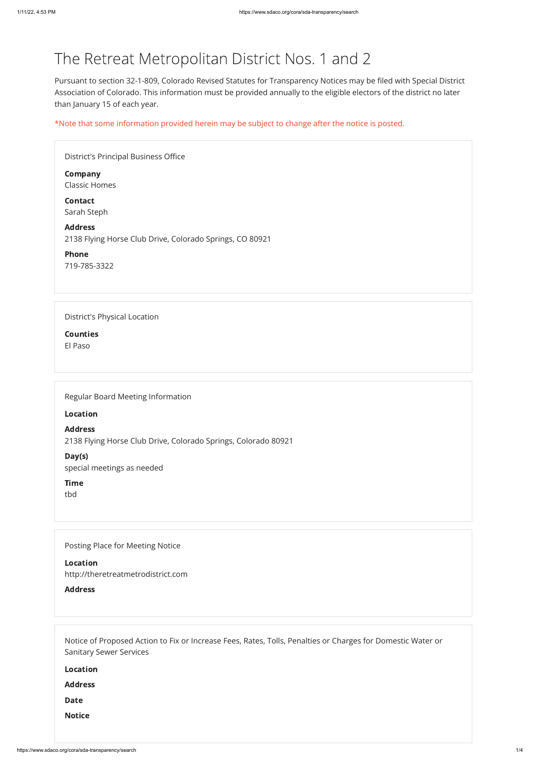# The Retreat Metropolitan District Nos. 1 and 2

Pursuant to section 32-1-809, Colorado Revised Statutes for Transparency Notices may be filed with Special District Association of Colorado. This information must be provided annually to the eligible electors of the district no later than January 15 of each year.

*Note that some information provided herein may be subject to change after the notice is posted.

District's Principal Business Office

**Company**
Classic Homes

**Contact**
Sarah Steph

**Address**
2138 Flying Horse Club Drive, Colorado Springs, CO 80921

**Phone**
719-785-3322

District's Physical Location

**Counties**
El Paso

Regular Board Meeting Information

**Location**

**Address**
2138 Flying Horse Club Drive, Colorado Springs, Colorado 80921

**Day(s)**
special meetings as needed

**Time**
tbd

Posting Place for Meeting Notice

**Location**
http://theretreatmetrodistrict.com

**Address**

Notice of Proposed Action to Fix or Increase Fees, Rates, Tolls, Penalties or Charges for Domestic Water or Sanitary Sewer Services

**Location**

**Address**

**Date**

**Notice**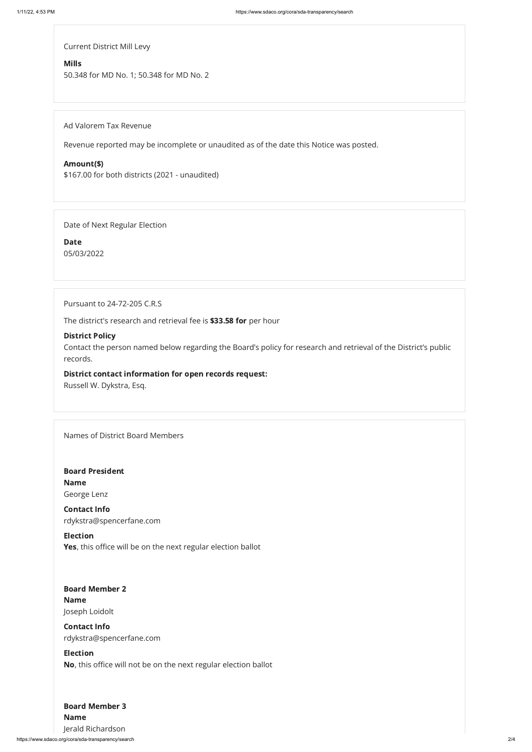Current District Mill Levy

**Mills**
50.348 for MD No. 1; 50.348 for MD No. 2

Ad Valorem Tax Revenue

Revenue reported may be incomplete or unaudited as of the date this Notice was posted.

**Amount($)**
$167.00 for both districts (2021 - unaudited)

Date of Next Regular Election

**Date**
05/03/2022

Pursuant to 24-72-205 C.R.S

The district's research and retrieval fee is **$33.58 for** per hour

**District Policy**
Contact the person named below regarding the Board's policy for research and retrieval of the District's public records.

**District contact information for open records request:**
Russell W. Dykstra, Esq.

Names of District Board Members

**Board President**
**Name**
George Lenz

**Contact Info**
rdykstra@spencerfane.com

**Election**
**Yes**, this office will be on the next regular election ballot

**Board Member 2**
**Name**
Joseph Loidolt

**Contact Info**
rdykstra@spencerfane.com

**Election**
**No**, this office will not be on the next regular election ballot

**Board Member 3**
**Name**
Jerald Richardson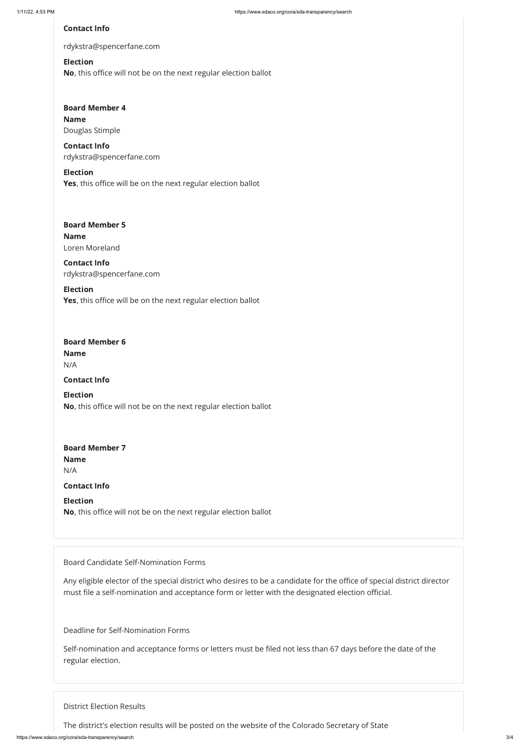**Contact Info**

rdykstra@spencerfane.com

**Election**

**No**, this office will not be on the next regular election ballot

**Board Member 4**

**Name**

Douglas Stimple

**Contact Info**

rdykstra@spencerfane.com

**Election**

**Yes**, this office will be on the next regular election ballot

**Board Member 5**

**Name**

Loren Moreland

**Contact Info**

rdykstra@spencerfane.com

**Election**

**Yes**, this office will be on the next regular election ballot

**Board Member 6**

**Name**

N/A

**Contact Info**

**Election**

**No**, this office will not be on the next regular election ballot

**Board Member 7**

**Name**

N/A

**Contact Info**

**Election**

**No**, this office will not be on the next regular election ballot

Board Candidate Self-Nomination Forms

Any eligible elector of the special district who desires to be a candidate for the office of special district director must file a self-nomination and acceptance form or letter with the designated election official.

Deadline for Self-Nomination Forms

Self-nomination and acceptance forms or letters must be filed not less than 67 days before the date of the regular election.

District Election Results

The district's election results will be posted on the website of the Colorado Secretary of State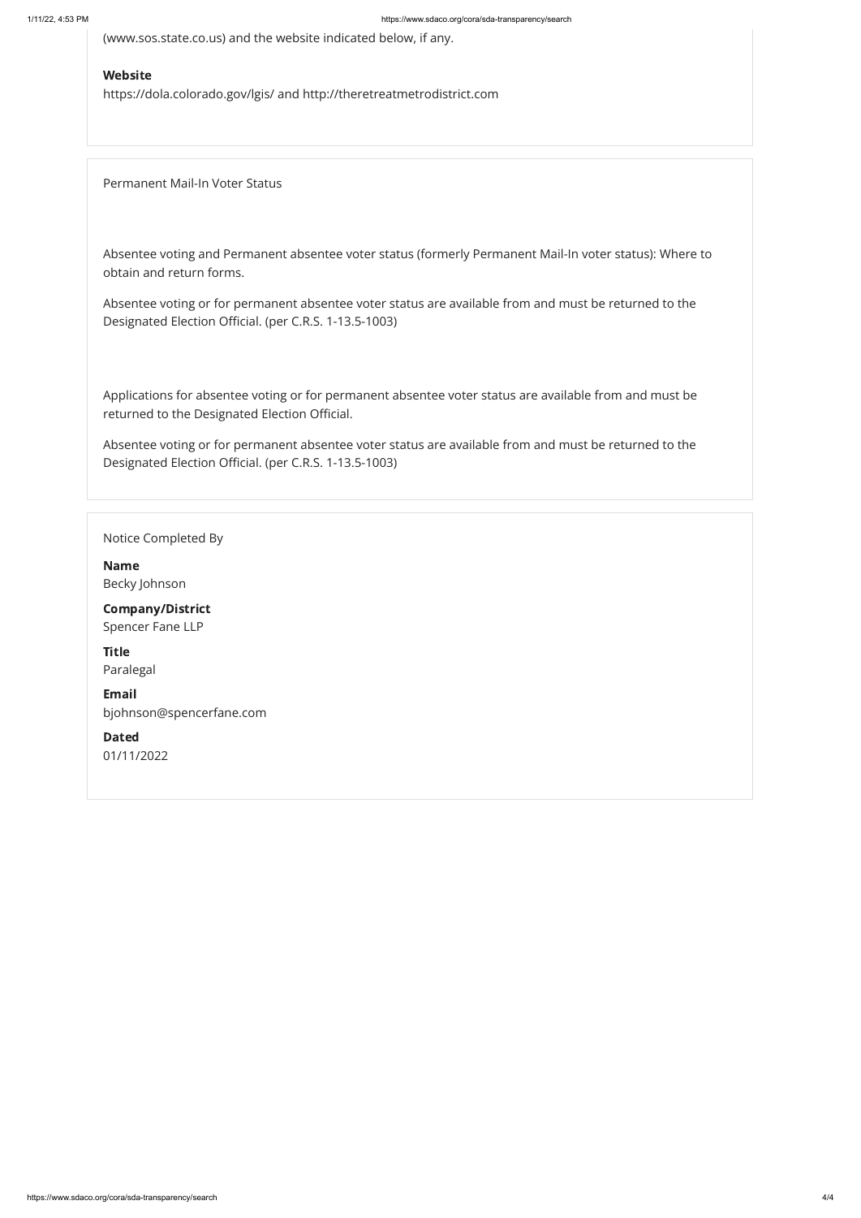(www.sos.state.co.us) and the website indicated below, if any.

**Website**

https://dola.colorado.gov/lgis/ and http://theretreatmetrodistrict.com

Permanent Mail-In Voter Status

Absentee voting and Permanent absentee voter status (formerly Permanent Mail-In voter status): Where to obtain and return forms.

Absentee voting or for permanent absentee voter status are available from and must be returned to the Designated Election Official. (per C.R.S. 1-13.5-1003)

Applications for absentee voting or for permanent absentee voter status are available from and must be returned to the Designated Election Official.

Absentee voting or for permanent absentee voter status are available from and must be returned to the Designated Election Official. (per C.R.S. 1-13.5-1003)

Notice Completed By

**Name**

Becky Johnson

**Company/District**

Spencer Fane LLP

**Title**

Paralegal

**Email**

bjohnson@spencerfane.com

**Dated**

01/11/2022